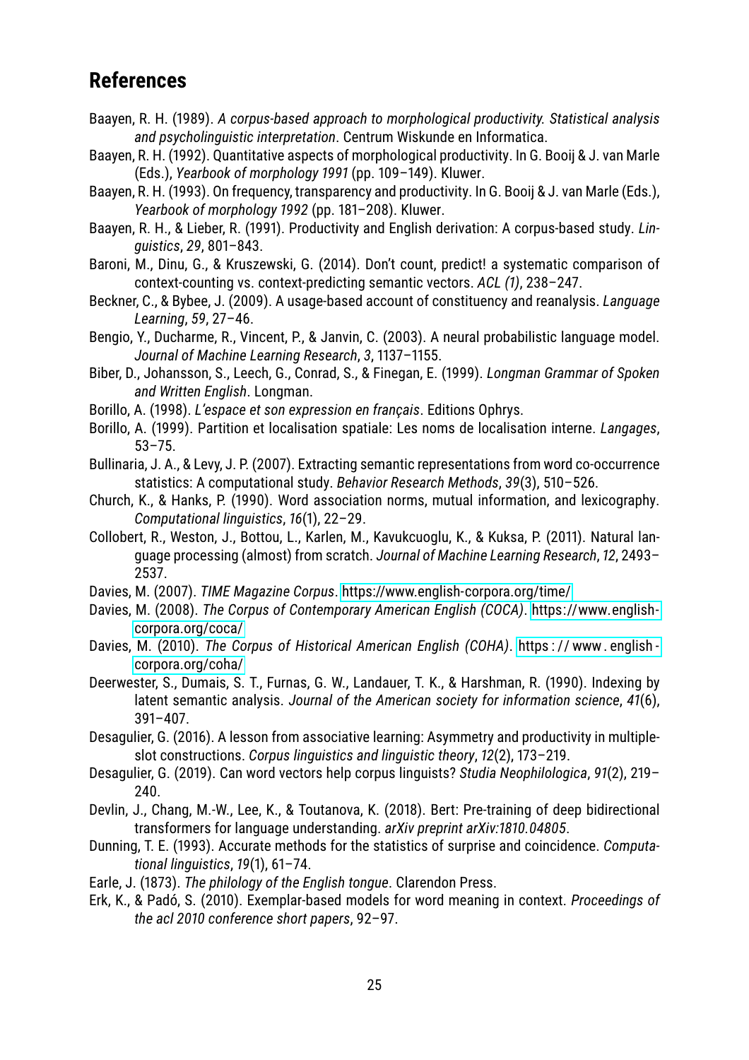## References

Baayen, R. H. (1989). *A corpus-based approach to morphological productivity. Statistical analysis and psycholinguistic interpretation*. Centrum Wiskunde en Informatica.

Baayen, R. H. (1992). Quantitative aspects of morphological productivity. In G. Booij & J. van Marle (Eds.), *Yearbook of morphology 1991* (pp. 109–149). Kluwer.

Baayen, R. H. (1993). On frequency, transparency and productivity. In G. Booij & J. van Marle (Eds.), *Yearbook of morphology 1992* (pp. 181–208). Kluwer.

Baayen, R. H., & Lieber, R. (1991). Productivity and English derivation: A corpus-based study. *Linguistics*, *29*, 801–843.

Baroni, M., Dinu, G., & Kruszewski, G. (2014). Don't count, predict! a systematic comparison of context-counting vs. context-predicting semantic vectors. *ACL (1)*, 238–247.

Beckner, C., & Bybee, J. (2009). A usage-based account of constituency and reanalysis. *Language Learning*, *59*, 27–46.

Bengio, Y., Ducharme, R., Vincent, P., & Janvin, C. (2003). A neural probabilistic language model. *Journal of Machine Learning Research*, *3*, 1137–1155.

Biber, D., Johansson, S., Leech, G., Conrad, S., & Finegan, E. (1999). *Longman Grammar of Spoken and Written English*. Longman.

Borillo, A. (1998). *L'espace et son expression en français*. Editions Ophrys.

Borillo, A. (1999). Partition et localisation spatiale: Les noms de localisation interne. *Langages*, 53–75.

Bullinaria, J. A., & Levy, J. P. (2007). Extracting semantic representations from word co-occurrence statistics: A computational study. *Behavior Research Methods*, *39*(3), 510–526.

Church, K., & Hanks, P. (1990). Word association norms, mutual information, and lexicography. *Computational linguistics*, *16*(1), 22–29.

Collobert, R., Weston, J., Bottou, L., Karlen, M., Kavukcuoglu, K., & Kuksa, P. (2011). Natural language processing (almost) from scratch. *Journal of Machine Learning Research*, *12*, 2493–2537.

Davies, M. (2007). *TIME Magazine Corpus*. https://www.english-corpora.org/time/

Davies, M. (2008). *The Corpus of Contemporary American English (COCA)*. https://www.english-corpora.org/coca/

Davies, M. (2010). *The Corpus of Historical American English (COHA)*. https://www.english-corpora.org/coha/

Deerwester, S., Dumais, S. T., Furnas, G. W., Landauer, T. K., & Harshman, R. (1990). Indexing by latent semantic analysis. *Journal of the American society for information science*, *41*(6), 391–407.

Desagulier, G. (2016). A lesson from associative learning: Asymmetry and productivity in multiple-slot constructions. *Corpus linguistics and linguistic theory*, *12*(2), 173–219.

Desagulier, G. (2019). Can word vectors help corpus linguists? *Studia Neophilologica*, *91*(2), 219–240.

Devlin, J., Chang, M.-W., Lee, K., & Toutanova, K. (2018). Bert: Pre-training of deep bidirectional transformers for language understanding. *arXiv preprint arXiv:1810.04805*.

Dunning, T. E. (1993). Accurate methods for the statistics of surprise and coincidence. *Computational linguistics*, *19*(1), 61–74.

Earle, J. (1873). *The philology of the English tongue*. Clarendon Press.

Erk, K., & Padó, S. (2010). Exemplar-based models for word meaning in context. *Proceedings of the acl 2010 conference short papers*, 92–97.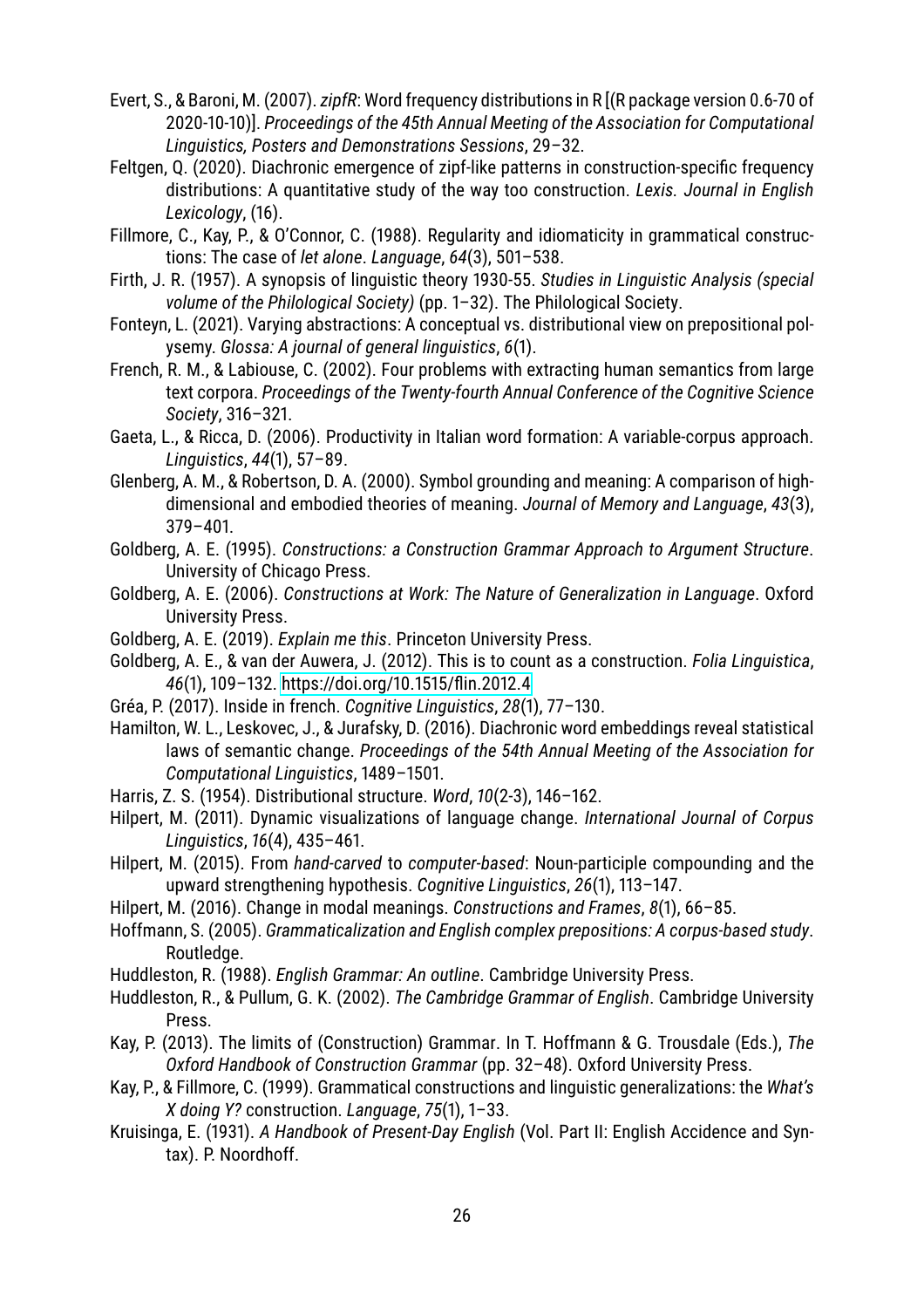Evert, S., & Baroni, M. (2007). *zipfR*: Word frequency distributions in R [(R package version 0.6-70 of 2020-10-10)]. *Proceedings of the 45th Annual Meeting of the Association for Computational Linguistics, Posters and Demonstrations Sessions*, 29–32.

Feltgen, Q. (2020). Diachronic emergence of zipf-like patterns in construction-specific frequency distributions: A quantitative study of the way too construction. *Lexis. Journal in English Lexicology*, (16).

Fillmore, C., Kay, P., & O'Connor, C. (1988). Regularity and idiomaticity in grammatical constructions: The case of *let alone*. *Language*, *64*(3), 501–538.

Firth, J. R. (1957). A synopsis of linguistic theory 1930-55. *Studies in Linguistic Analysis (special volume of the Philological Society)* (pp. 1–32). The Philological Society.

Fonteyn, L. (2021). Varying abstractions: A conceptual vs. distributional view on prepositional polysemy. *Glossa: A journal of general linguistics*, *6*(1).

French, R. M., & Labiouse, C. (2002). Four problems with extracting human semantics from large text corpora. *Proceedings of the Twenty-fourth Annual Conference of the Cognitive Science Society*, 316–321.

Gaeta, L., & Ricca, D. (2006). Productivity in Italian word formation: A variable-corpus approach. *Linguistics*, *44*(1), 57–89.

Glenberg, A. M., & Robertson, D. A. (2000). Symbol grounding and meaning: A comparison of high-dimensional and embodied theories of meaning. *Journal of Memory and Language*, *43*(3), 379–401.

Goldberg, A. E. (1995). *Constructions: a Construction Grammar Approach to Argument Structure*. University of Chicago Press.

Goldberg, A. E. (2006). *Constructions at Work: The Nature of Generalization in Language*. Oxford University Press.

Goldberg, A. E. (2019). *Explain me this*. Princeton University Press.

Goldberg, A. E., & van der Auwera, J. (2012). This is to count as a construction. *Folia Linguistica*, *46*(1), 109–132. https://doi.org/10.1515/flin.2012.4

Gréa, P. (2017). Inside in french. *Cognitive Linguistics*, *28*(1), 77–130.

Hamilton, W. L., Leskovec, J., & Jurafsky, D. (2016). Diachronic word embeddings reveal statistical laws of semantic change. *Proceedings of the 54th Annual Meeting of the Association for Computational Linguistics*, 1489–1501.

Harris, Z. S. (1954). Distributional structure. *Word*, *10*(2-3), 146–162.

Hilpert, M. (2011). Dynamic visualizations of language change. *International Journal of Corpus Linguistics*, *16*(4), 435–461.

Hilpert, M. (2015). From *hand-carved* to *computer-based*: Noun-participle compounding and the upward strengthening hypothesis. *Cognitive Linguistics*, *26*(1), 113–147.

Hilpert, M. (2016). Change in modal meanings. *Constructions and Frames*, *8*(1), 66–85.

Hoffmann, S. (2005). *Grammaticalization and English complex prepositions: A corpus-based study*. Routledge.

Huddleston, R. (1988). *English Grammar: An outline*. Cambridge University Press.

Huddleston, R., & Pullum, G. K. (2002). *The Cambridge Grammar of English*. Cambridge University Press.

Kay, P. (2013). The limits of (Construction) Grammar. In T. Hoffmann & G. Trousdale (Eds.), *The Oxford Handbook of Construction Grammar* (pp. 32–48). Oxford University Press.

Kay, P., & Fillmore, C. (1999). Grammatical constructions and linguistic generalizations: the *What's X doing Y?* construction. *Language*, *75*(1), 1–33.

Kruisinga, E. (1931). *A Handbook of Present-Day English* (Vol. Part II: English Accidence and Syntax). P. Noordhoff.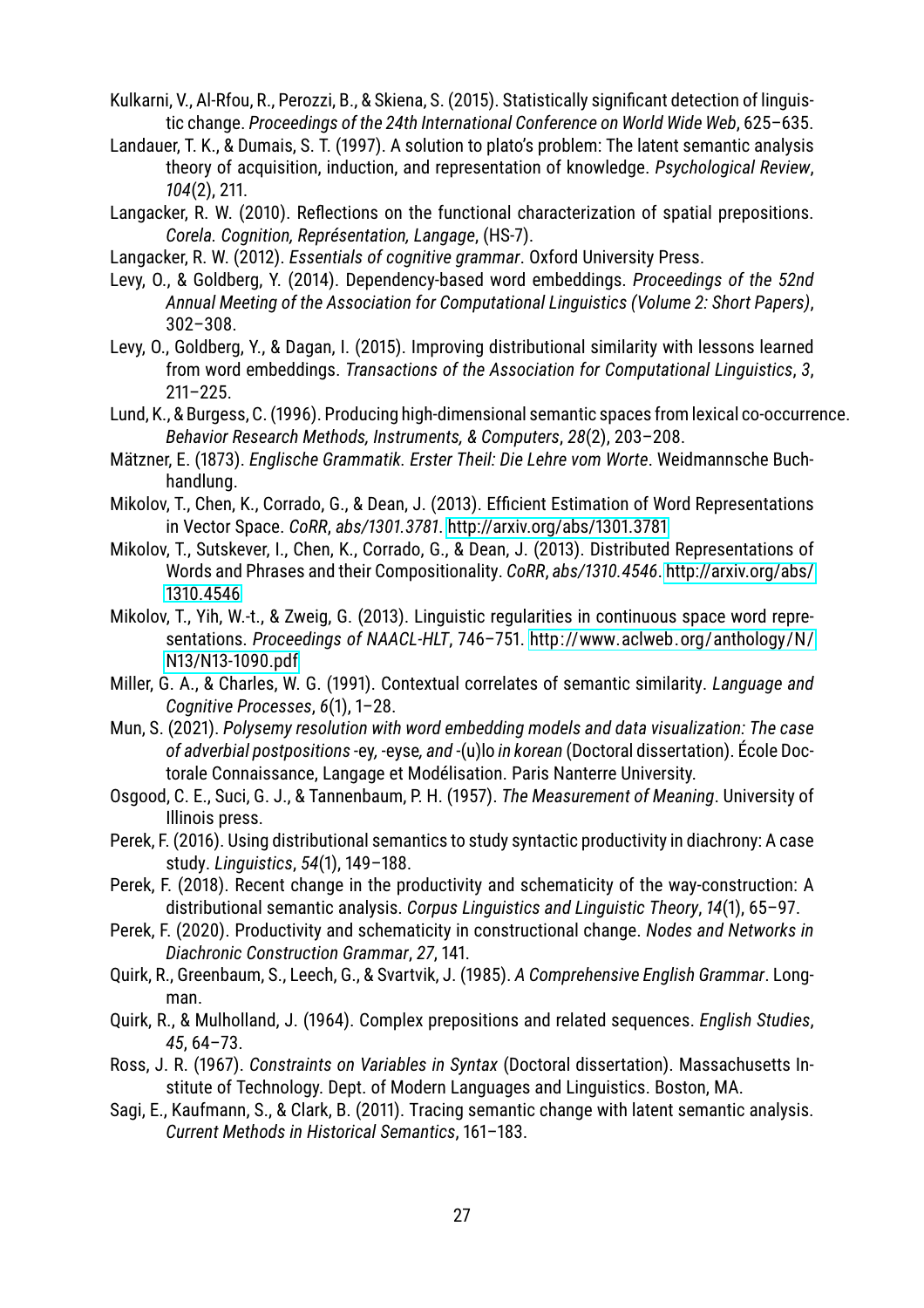Kulkarni, V., Al-Rfou, R., Perozzi, B., & Skiena, S. (2015). Statistically significant detection of linguistic change. *Proceedings of the 24th International Conference on World Wide Web*, 625–635.

Landauer, T. K., & Dumais, S. T. (1997). A solution to plato's problem: The latent semantic analysis theory of acquisition, induction, and representation of knowledge. *Psychological Review*, *104*(2), 211.

Langacker, R. W. (2010). Reflections on the functional characterization of spatial prepositions. *Corela. Cognition, Représentation, Langage*, (HS-7).

Langacker, R. W. (2012). *Essentials of cognitive grammar*. Oxford University Press.

Levy, O., & Goldberg, Y. (2014). Dependency-based word embeddings. *Proceedings of the 52nd Annual Meeting of the Association for Computational Linguistics (Volume 2: Short Papers)*, 302–308.

Levy, O., Goldberg, Y., & Dagan, I. (2015). Improving distributional similarity with lessons learned from word embeddings. *Transactions of the Association for Computational Linguistics*, *3*, 211–225.

Lund, K., & Burgess, C. (1996). Producing high-dimensional semantic spaces from lexical co-occurrence. *Behavior Research Methods, Instruments, & Computers*, *28*(2), 203–208.

Mätzner, E. (1873). *Englische Grammatik. Erster Theil: Die Lehre vom Worte*. Weidmannsche Buchhandlung.

Mikolov, T., Chen, K., Corrado, G., & Dean, J. (2013). Efficient Estimation of Word Representations in Vector Space. *CoRR*, *abs/1301.3781*. http://arxiv.org/abs/1301.3781

Mikolov, T., Sutskever, I., Chen, K., Corrado, G., & Dean, J. (2013). Distributed Representations of Words and Phrases and their Compositionality. *CoRR*, *abs/1310.4546*. http://arxiv.org/abs/1310.4546

Mikolov, T., Yih, W.-t., & Zweig, G. (2013). Linguistic regularities in continuous space word representations. *Proceedings of NAACL-HLT*, 746–751. http://www.aclweb.org/anthology/N/N13/N13-1090.pdf

Miller, G. A., & Charles, W. G. (1991). Contextual correlates of semantic similarity. *Language and Cognitive Processes*, *6*(1), 1–28.

Mun, S. (2021). *Polysemy resolution with word embedding models and data visualization: The case of adverbial postpositions* -ey, -eyse, *and* -(u)lo *in korean* (Doctoral dissertation). École Doctorale Connaissance, Langage et Modélisation. Paris Nanterre University.

Osgood, C. E., Suci, G. J., & Tannenbaum, P. H. (1957). *The Measurement of Meaning*. University of Illinois press.

Perek, F. (2016). Using distributional semantics to study syntactic productivity in diachrony: A case study. *Linguistics*, *54*(1), 149–188.

Perek, F. (2018). Recent change in the productivity and schematicity of the way-construction: A distributional semantic analysis. *Corpus Linguistics and Linguistic Theory*, *14*(1), 65–97.

Perek, F. (2020). Productivity and schematicity in constructional change. *Nodes and Networks in Diachronic Construction Grammar*, *27*, 141.

Quirk, R., Greenbaum, S., Leech, G., & Svartvik, J. (1985). *A Comprehensive English Grammar*. Longman.

Quirk, R., & Mulholland, J. (1964). Complex prepositions and related sequences. *English Studies*, *45*, 64–73.

Ross, J. R. (1967). *Constraints on Variables in Syntax* (Doctoral dissertation). Massachusetts Institute of Technology. Dept. of Modern Languages and Linguistics. Boston, MA.

Sagi, E., Kaufmann, S., & Clark, B. (2011). Tracing semantic change with latent semantic analysis. *Current Methods in Historical Semantics*, 161–183.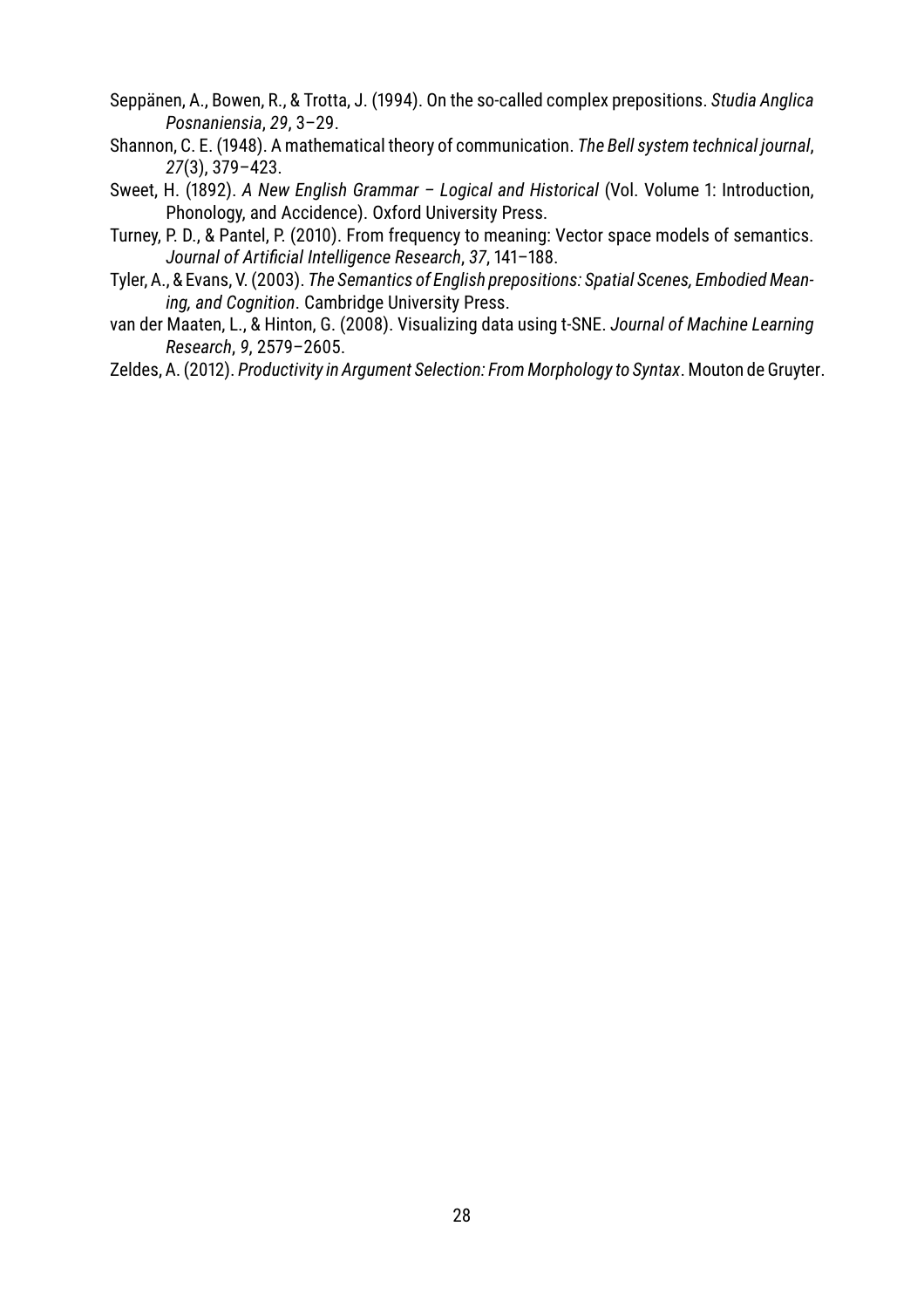Seppänen, A., Bowen, R., & Trotta, J. (1994). On the so-called complex prepositions. *Studia Anglica Posnaniensia*, *29*, 3–29.

Shannon, C. E. (1948). A mathematical theory of communication. *The Bell system technical journal*, *27*(3), 379–423.

Sweet, H. (1892). *A New English Grammar – Logical and Historical* (Vol. Volume 1: Introduction, Phonology, and Accidence). Oxford University Press.

Turney, P. D., & Pantel, P. (2010). From frequency to meaning: Vector space models of semantics. *Journal of Artificial Intelligence Research*, *37*, 141–188.

Tyler, A., & Evans, V. (2003). *The Semantics of English prepositions: Spatial Scenes, Embodied Meaning, and Cognition*. Cambridge University Press.

van der Maaten, L., & Hinton, G. (2008). Visualizing data using t-SNE. *Journal of Machine Learning Research*, *9*, 2579–2605.

Zeldes, A. (2012). *Productivity in Argument Selection: From Morphology to Syntax*. Mouton de Gruyter.